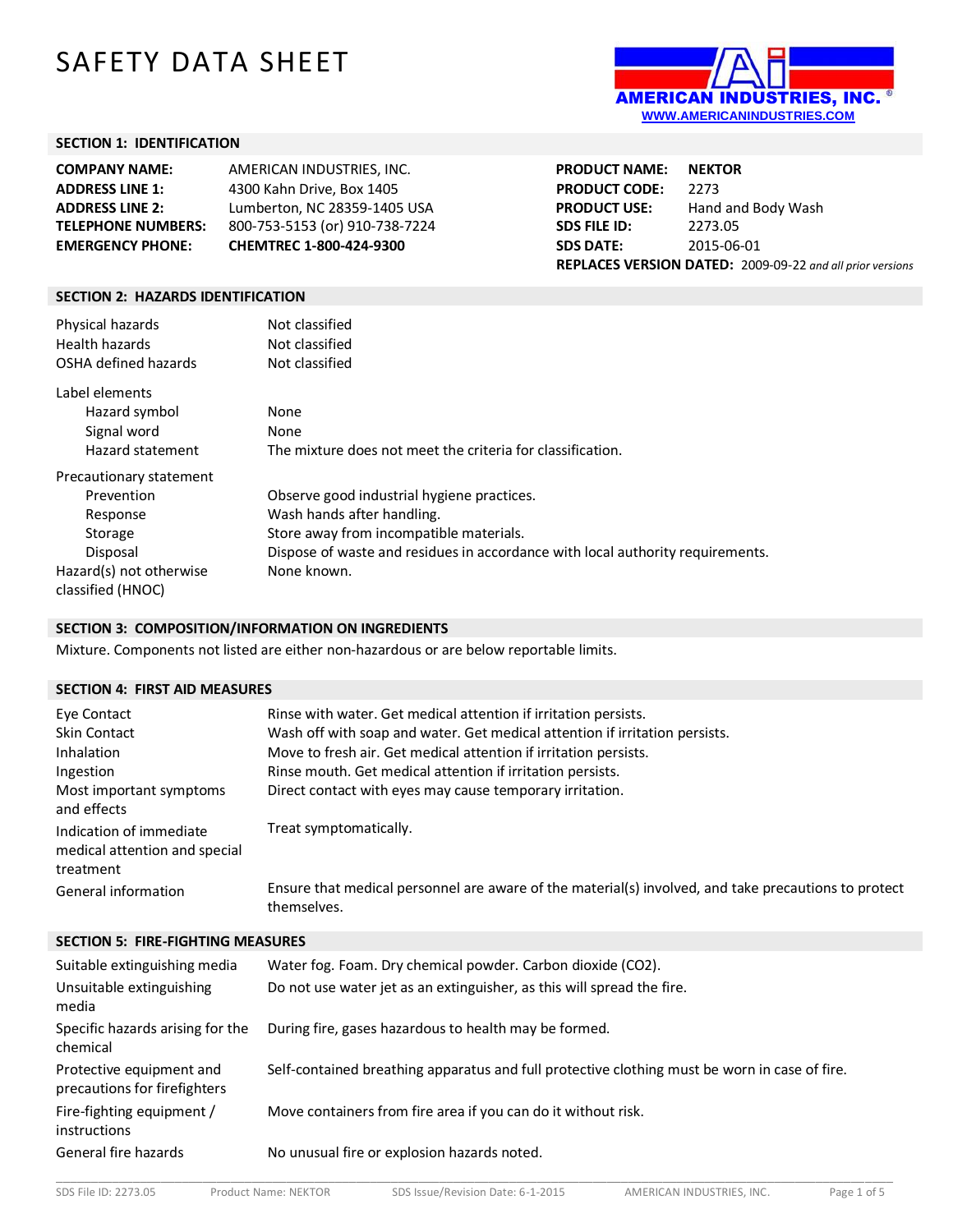# SAFETY DATA SHEET

AMERICAN INDUSTRIES, INC.
WWW.AMERICANINDUSTRIES.COM

## SECTION 1: IDENTIFICATION

| | |
|---|---|
| **COMPANY NAME:** | AMERICAN INDUSTRIES, INC. |
| **ADDRESS LINE 1:** | 4300 Kahn Drive, Box 1405 |
| **ADDRESS LINE 2:** | Lumberton, NC 28359-1405 USA |
| **TELEPHONE NUMBERS:** | 800-753-5153 (or) 910-738-7224 |
| **EMERGENCY PHONE:** | **CHEMTREC 1-800-424-9300** |

| | |
|---|---|
| **PRODUCT NAME:** | **NEKTOR** |
| **PRODUCT CODE:** | 2273 |
| **PRODUCT USE:** | Hand and Body Wash |
| **SDS FILE ID:** | 2273.05 |
| **SDS DATE:** | 2015-06-01 |

**REPLACES VERSION DATED:** 2009-09-22 *and all prior versions*

## SECTION 2: HAZARDS IDENTIFICATION

| | |
|---|---|
| Physical hazards | Not classified |
| Health hazards | Not classified |
| OSHA defined hazards | Not classified |

**Label elements**

| | |
|---|---|
| Hazard symbol | None |
| Signal word | None |
| Hazard statement | The mixture does not meet the criteria for classification. |

**Precautionary statement**

| | |
|---|---|
| Prevention | Observe good industrial hygiene practices. |
| Response | Wash hands after handling. |
| Storage | Store away from incompatible materials. |
| Disposal | Dispose of waste and residues in accordance with local authority requirements. |
| Hazard(s) not otherwise classified (HNOC) | None known. |

## SECTION 3: COMPOSITION/INFORMATION ON INGREDIENTS

Mixture. Components not listed are either non-hazardous or are below reportable limits.

## SECTION 4: FIRST AID MEASURES

| | |
|---|---|
| Eye Contact | Rinse with water. Get medical attention if irritation persists. |
| Skin Contact | Wash off with soap and water. Get medical attention if irritation persists. |
| Inhalation | Move to fresh air. Get medical attention if irritation persists. |
| Ingestion | Rinse mouth. Get medical attention if irritation persists. |
| Most important symptoms and effects | Direct contact with eyes may cause temporary irritation. |
| Indication of immediate medical attention and special treatment | Treat symptomatically. |
| General information | Ensure that medical personnel are aware of the material(s) involved, and take precautions to protect themselves. |

## SECTION 5: FIRE-FIGHTING MEASURES

| | |
|---|---|
| Suitable extinguishing media | Water fog. Foam. Dry chemical powder. Carbon dioxide ($CO_2$). |
| Unsuitable extinguishing media | Do not use water jet as an extinguisher, as this will spread the fire. |
| Specific hazards arising for the chemical | During fire, gases hazardous to health may be formed. |
| Protective equipment and precautions for firefighters | Self-contained breathing apparatus and full protective clothing must be worn in case of fire. |
| Fire-fighting equipment / instructions | Move containers from fire area if you can do it without risk. |
| General fire hazards | No unusual fire or explosion hazards noted. |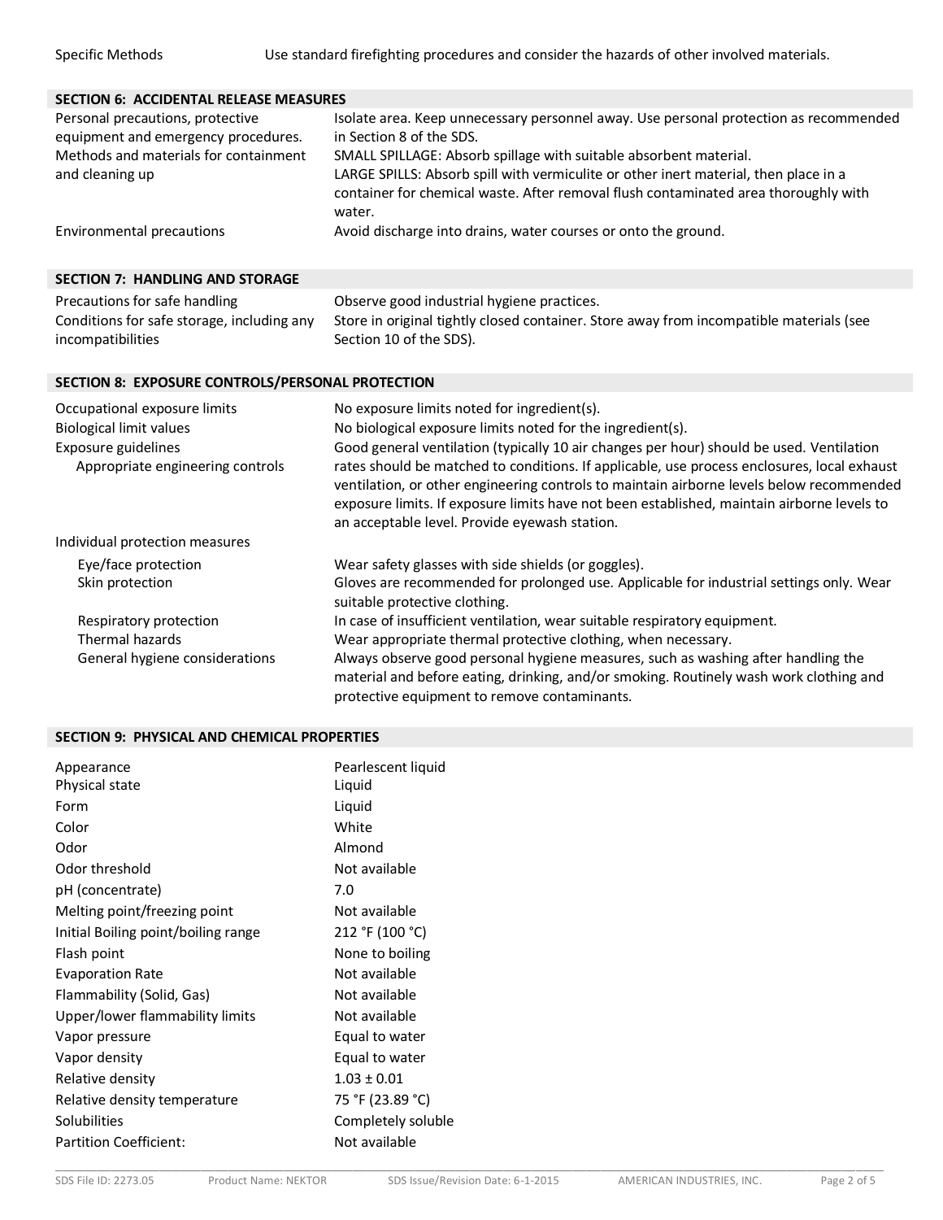| | |
|---|---|
| Specific Methods | Use standard firefighting procedures and consider the hazards of other involved materials. |

## SECTION 6: ACCIDENTAL RELEASE MEASURES

| | |
|---|---|
| Personal precautions, protective equipment and emergency procedures. | Isolate area. Keep unnecessary personnel away. Use personal protection as recommended in Section 8 of the SDS. |
| Methods and materials for containment and cleaning up | SMALL SPILLAGE: Absorb spillage with suitable absorbent material.<br>LARGE SPILLS: Absorb spill with vermiculite or other inert material, then place in a container for chemical waste. After removal flush contaminated area thoroughly with water. |
| Environmental precautions | Avoid discharge into drains, water courses or onto the ground. |

## SECTION 7: HANDLING AND STORAGE

| | |
|---|---|
| Precautions for safe handling | Observe good industrial hygiene practices. |
| Conditions for safe storage, including any incompatibilities | Store in original tightly closed container. Store away from incompatible materials (see Section 10 of the SDS). |

## SECTION 8: EXPOSURE CONTROLS/PERSONAL PROTECTION

| | |
|---|---|
| Occupational exposure limits | No exposure limits noted for ingredient(s). |
| Biological limit values | No biological exposure limits noted for the ingredient(s). |
| Exposure guidelines<br>Appropriate engineering controls | Good general ventilation (typically 10 air changes per hour) should be used. Ventilation rates should be matched to conditions. If applicable, use process enclosures, local exhaust ventilation, or other engineering controls to maintain airborne levels below recommended exposure limits. If exposure limits have not been established, maintain airborne levels to an acceptable level. Provide eyewash station. |
| Individual protection measures | |
| Eye/face protection | Wear safety glasses with side shields (or goggles). |
| Skin protection | Gloves are recommended for prolonged use. Applicable for industrial settings only. Wear suitable protective clothing. |
| Respiratory protection | In case of insufficient ventilation, wear suitable respiratory equipment. |
| Thermal hazards | Wear appropriate thermal protective clothing, when necessary. |
| General hygiene considerations | Always observe good personal hygiene measures, such as washing after handling the material and before eating, drinking, and/or smoking. Routinely wash work clothing and protective equipment to remove contaminants. |

## SECTION 9: PHYSICAL AND CHEMICAL PROPERTIES

| | |
|---|---|
| Appearance | Pearlescent liquid |
| Physical state | Liquid |
| Form | Liquid |
| Color | White |
| Odor | Almond |
| Odor threshold | Not available |
| pH (concentrate) | 7.0 |
| Melting point/freezing point | Not available |
| Initial Boiling point/boiling range | 212 °F (100 °C) |
| Flash point | None to boiling |
| Evaporation Rate | Not available |
| Flammability (Solid, Gas) | Not available |
| Upper/lower flammability limits | Not available |
| Vapor pressure | Equal to water |
| Vapor density | Equal to water |
| Relative density | 1.03 ± 0.01 |
| Relative density temperature | 75 °F (23.89 °C) |
| Solubilities | Completely soluble |
| Partition Coefficient: | Not available |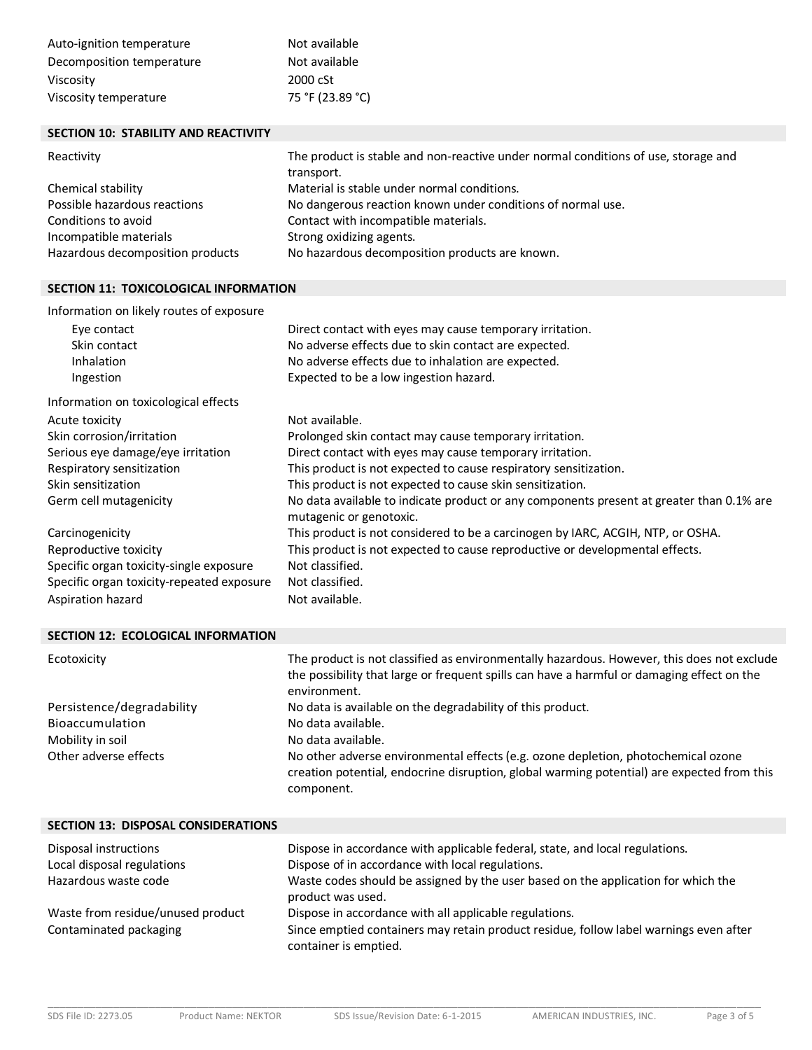| | |
|---|---|
| Auto-ignition temperature | Not available |
| Decomposition temperature | Not available |
| Viscosity | 2000 cSt |
| Viscosity temperature | 75 °F (23.89 °C) |

## SECTION 10: STABILITY AND REACTIVITY

| | |
|---|---|
| Reactivity | The product is stable and non-reactive under normal conditions of use, storage and transport. |
| Chemical stability | Material is stable under normal conditions. |
| Possible hazardous reactions | No dangerous reaction known under conditions of normal use. |
| Conditions to avoid | Contact with incompatible materials. |
| Incompatible materials | Strong oxidizing agents. |
| Hazardous decomposition products | No hazardous decomposition products are known. |

## SECTION 11: TOXICOLOGICAL INFORMATION

Information on likely routes of exposure

| | |
|---|---|
| Eye contact | Direct contact with eyes may cause temporary irritation. |
| Skin contact | No adverse effects due to skin contact are expected. |
| Inhalation | No adverse effects due to inhalation are expected. |
| Ingestion | Expected to be a low ingestion hazard. |

Information on toxicological effects

| | |
|---|---|
| Acute toxicity | Not available. |
| Skin corrosion/irritation | Prolonged skin contact may cause temporary irritation. |
| Serious eye damage/eye irritation | Direct contact with eyes may cause temporary irritation. |
| Respiratory sensitization | This product is not expected to cause respiratory sensitization. |
| Skin sensitization | This product is not expected to cause skin sensitization. |
| Germ cell mutagenicity | No data available to indicate product or any components present at greater than 0.1% are mutagenic or genotoxic. |
| Carcinogenicity | This product is not considered to be a carcinogen by IARC, ACGIH, NTP, or OSHA. |
| Reproductive toxicity | This product is not expected to cause reproductive or developmental effects. |
| Specific organ toxicity-single exposure | Not classified. |
| Specific organ toxicity-repeated exposure | Not classified. |
| Aspiration hazard | Not available. |

## SECTION 12: ECOLOGICAL INFORMATION

| | |
|---|---|
| Ecotoxicity | The product is not classified as environmentally hazardous. However, this does not exclude the possibility that large or frequent spills can have a harmful or damaging effect on the environment. |
| Persistence/degradability | No data is available on the degradability of this product. |
| Bioaccumulation | No data available. |
| Mobility in soil | No data available. |
| Other adverse effects | No other adverse environmental effects (e.g. ozone depletion, photochemical ozone creation potential, endocrine disruption, global warming potential) are expected from this component. |

## SECTION 13: DISPOSAL CONSIDERATIONS

| | |
|---|---|
| Disposal instructions | Dispose in accordance with applicable federal, state, and local regulations. |
| Local disposal regulations | Dispose of in accordance with local regulations. |
| Hazardous waste code | Waste codes should be assigned by the user based on the application for which the product was used. |
| Waste from residue/unused product | Dispose in accordance with all applicable regulations. |
| Contaminated packaging | Since emptied containers may retain product residue, follow label warnings even after container is emptied. |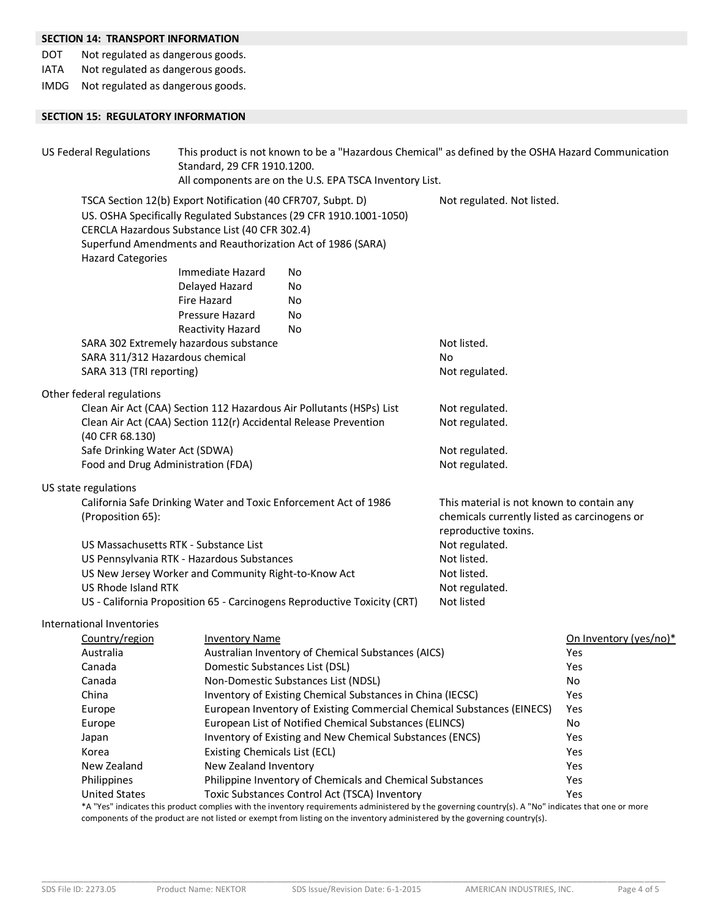## SECTION 14: TRANSPORT INFORMATION

DOT Not regulated as dangerous goods.
IATA Not regulated as dangerous goods.
IMDG Not regulated as dangerous goods.

## SECTION 15: REGULATORY INFORMATION

**US Federal Regulations** This product is not known to be a "Hazardous Chemical" as defined by the OSHA Hazard Communication Standard, 29 CFR 1910.1200.
All components are on the U.S. EPA TSCA Inventory List.

TSCA Section 12(b) Export Notification (40 CFR707, Subpt. D) — Not regulated. Not listed.
US. OSHA Specifically Regulated Substances (29 CFR 1910.1001-1050)
CERCLA Hazardous Substance List (40 CFR 302.4)
Superfund Amendments and Reauthorization Act of 1986 (SARA)
Hazard Categories

| Hazard | |
|---|---|
| Immediate Hazard | No |
| Delayed Hazard | No |
| Fire Hazard | No |
| Pressure Hazard | No |
| Reactivity Hazard | No |

| | |
|---|---|
| SARA 302 Extremely hazardous substance | Not listed. |
| SARA 311/312 Hazardous chemical | No |
| SARA 313 (TRI reporting) | Not regulated. |

**Other federal regulations**

| | |
|---|---|
| Clean Air Act (CAA) Section 112 Hazardous Air Pollutants (HSPs) List | Not regulated. |
| Clean Air Act (CAA) Section 112(r) Accidental Release Prevention (40 CFR 68.130) | Not regulated. |
| Safe Drinking Water Act (SDWA) | Not regulated. |
| Food and Drug Administration (FDA) | Not regulated. |

**US state regulations**

| | |
|---|---|
| California Safe Drinking Water and Toxic Enforcement Act of 1986 (Proposition 65): | This material is not known to contain any chemicals currently listed as carcinogens or reproductive toxins. |
| US Massachusetts RTK - Substance List | Not regulated. |
| US Pennsylvania RTK - Hazardous Substances | Not listed. |
| US New Jersey Worker and Community Right-to-Know Act | Not listed. |
| US Rhode Island RTK | Not regulated. |
| US - California Proposition 65 - Carcinogens Reproductive Toxicity (CRT) | Not listed |

**International Inventories**

| Country/region | Inventory Name | On Inventory (yes/no)* |
|---|---|---|
| Australia | Australian Inventory of Chemical Substances (AICS) | Yes |
| Canada | Domestic Substances List (DSL) | Yes |
| Canada | Non-Domestic Substances List (NDSL) | No |
| China | Inventory of Existing Chemical Substances in China (IECSC) | Yes |
| Europe | European Inventory of Existing Commercial Chemical Substances (EINECS) | Yes |
| Europe | European List of Notified Chemical Substances (ELINCS) | No |
| Japan | Inventory of Existing and New Chemical Substances (ENCS) | Yes |
| Korea | Existing Chemicals List (ECL) | Yes |
| New Zealand | New Zealand Inventory | Yes |
| Philippines | Philippine Inventory of Chemicals and Chemical Substances | Yes |
| United States | Toxic Substances Control Act (TSCA) Inventory | Yes |

*A "Yes" indicates this product complies with the inventory requirements administered by the governing country(s). A "No" indicates that one or more components of the product are not listed or exempt from listing on the inventory administered by the governing country(s).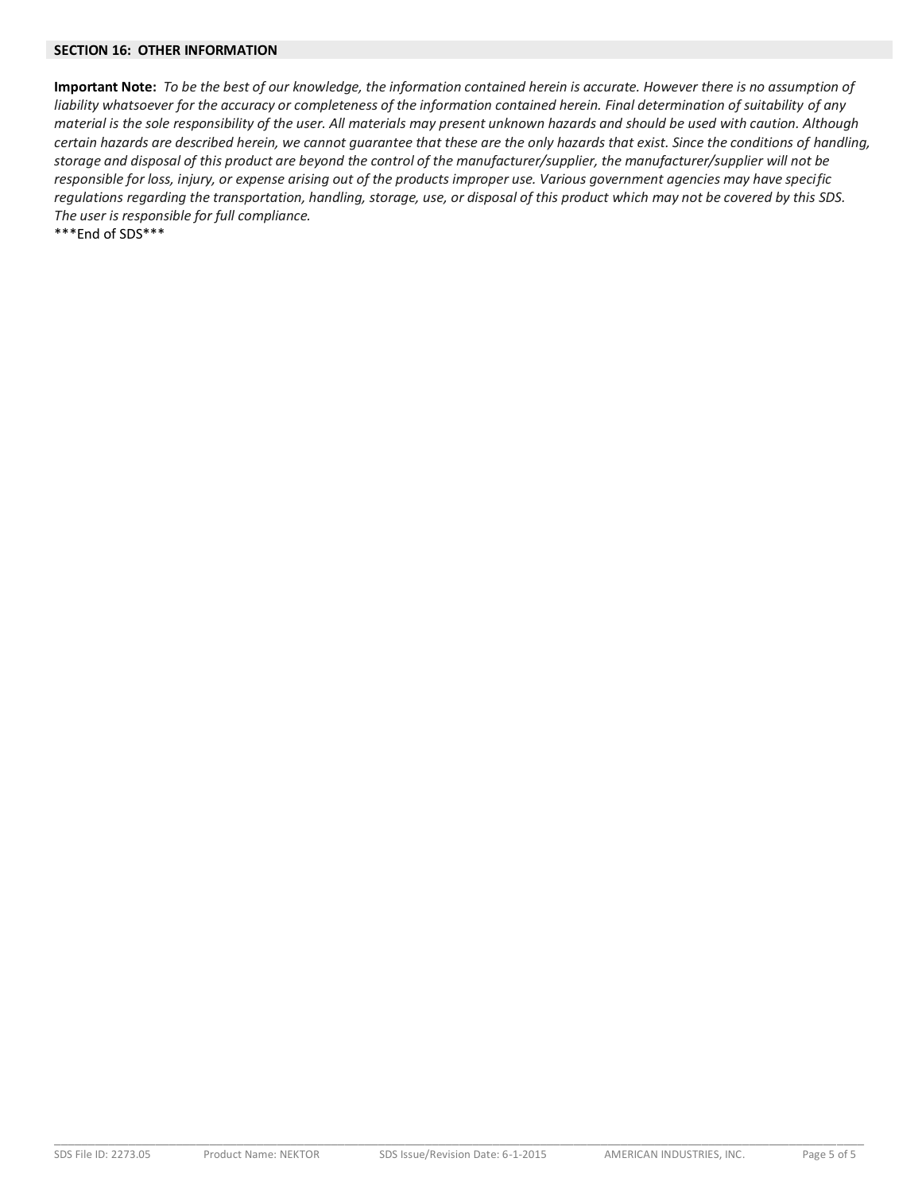## SECTION 16: OTHER INFORMATION

**Important Note:** *To be the best of our knowledge, the information contained herein is accurate. However there is no assumption of liability whatsoever for the accuracy or completeness of the information contained herein. Final determination of suitability of any material is the sole responsibility of the user. All materials may present unknown hazards and should be used with caution. Although certain hazards are described herein, we cannot guarantee that these are the only hazards that exist. Since the conditions of handling, storage and disposal of this product are beyond the control of the manufacturer/supplier, the manufacturer/supplier will not be responsible for loss, injury, or expense arising out of the products improper use. Various government agencies may have specific regulations regarding the transportation, handling, storage, use, or disposal of this product which may not be covered by this SDS. The user is responsible for full compliance.*

***End of SDS***